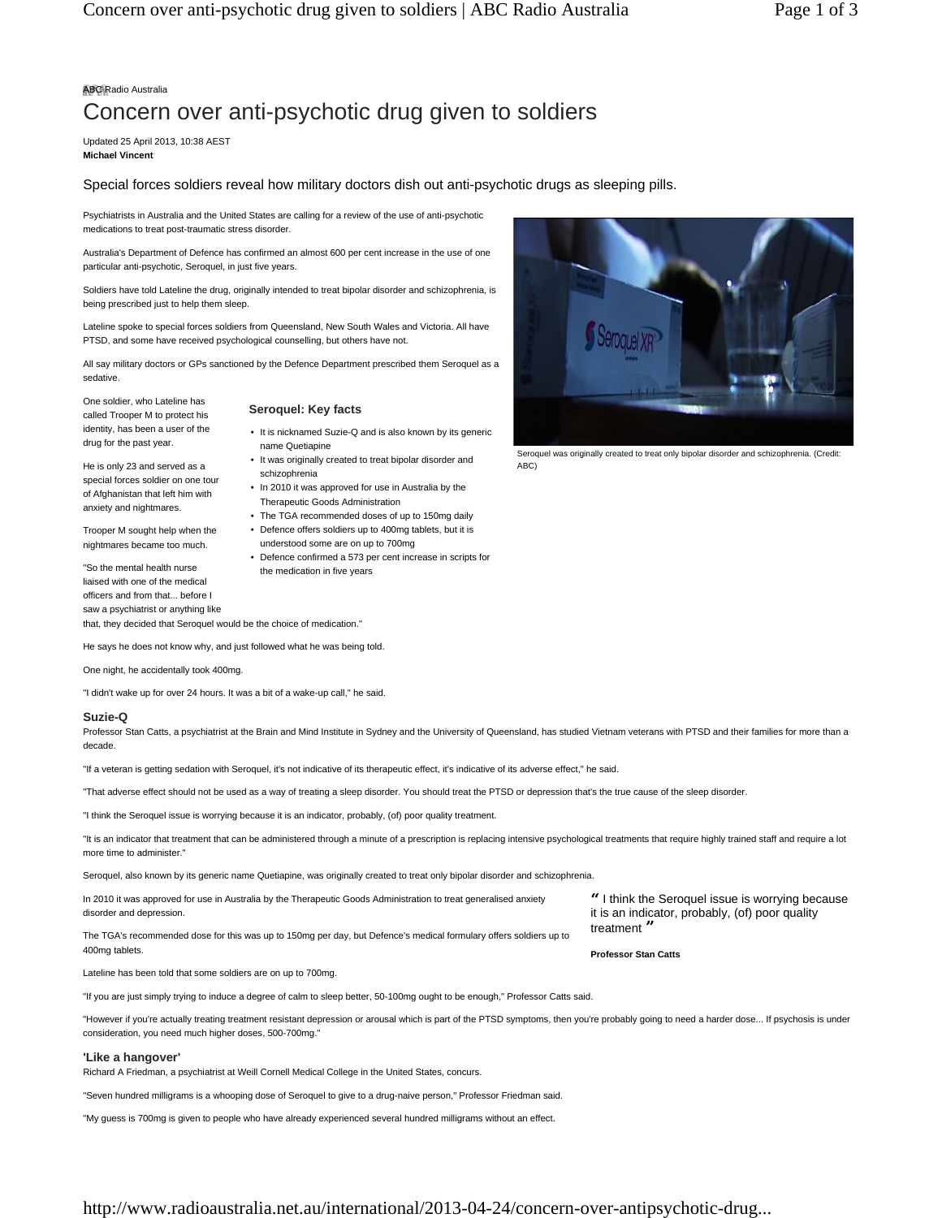ABC Radio Australia

# Concern over anti-psychotic drug given to soldiers

Updated 25 April 2013, 10:38 AEST
**Michael Vincent**

Special forces soldiers reveal how military doctors dish out anti-psychotic drugs as sleeping pills.

Psychiatrists in Australia and the United States are calling for a review of the use of anti-psychotic medications to treat post-traumatic stress disorder.

Australia's Department of Defence has confirmed an almost 600 per cent increase in the use of one particular anti-psychotic, Seroquel, in just five years.

Soldiers have told Lateline the drug, originally intended to treat bipolar disorder and schizophrenia, is being prescribed just to help them sleep.

Lateline spoke to special forces soldiers from Queensland, New South Wales and Victoria. All have PTSD, and some have received psychological counselling, but others have not.

All say military doctors or GPs sanctioned by the Defence Department prescribed them Seroquel as a sedative.

Seroquel was originally created to treat only bipolar disorder and schizophrenia. (Credit: ABC)

### Seroquel: Key facts

- It is nicknamed Suzie-Q and is also known by its generic name Quetiapine
- It was originally created to treat bipolar disorder and schizophrenia
- In 2010 it was approved for use in Australia by the Therapeutic Goods Administration
- The TGA recommended doses of up to 150mg daily
- Defence offers soldiers up to 400mg tablets, but it is understood some are on up to 700mg
- Defence confirmed a 573 per cent increase in scripts for the medication in five years

One soldier, who Lateline has called Trooper M to protect his identity, has been a user of the drug for the past year.

He is only 23 and served as a special forces soldier on one tour of Afghanistan that left him with anxiety and nightmares.

Trooper M sought help when the nightmares became too much.

"So the mental health nurse liaised with one of the medical officers and from that... before I saw a psychiatrist or anything like that, they decided that Seroquel would be the choice of medication."

He says he does not know why, and just followed what he was being told.

One night, he accidentally took 400mg.

"I didn't wake up for over 24 hours. It was a bit of a wake-up call," he said.

## Suzie-Q

Professor Stan Catts, a psychiatrist at the Brain and Mind Institute in Sydney and the University of Queensland, has studied Vietnam veterans with PTSD and their families for more than a decade.

"If a veteran is getting sedation with Seroquel, it's not indicative of its therapeutic effect, it's indicative of its adverse effect," he said.

"That adverse effect should not be used as a way of treating a sleep disorder. You should treat the PTSD or depression that's the true cause of the sleep disorder.

"I think the Seroquel issue is worrying because it is an indicator, probably, (of) poor quality treatment.

"It is an indicator that treatment that can be administered through a minute of a prescription is replacing intensive psychological treatments that require highly trained staff and require a lot more time to administer."

Seroquel, also known by its generic name Quetiapine, was originally created to treat only bipolar disorder and schizophrenia.

In 2010 it was approved for use in Australia by the Therapeutic Goods Administration to treat generalised anxiety disorder and depression.

> "I think the Seroquel issue is worrying because it is an indicator, probably, (of) poor quality treatment"
>
> **Professor Stan Catts**

The TGA's recommended dose for this was up to 150mg per day, but Defence's medical formulary offers soldiers up to 400mg tablets.

Lateline has been told that some soldiers are on up to 700mg.

"If you are just simply trying to induce a degree of calm to sleep better, 50-100mg ought to be enough," Professor Catts said.

"However if you're actually treating treatment resistant depression or arousal which is part of the PTSD symptoms, then you're probably going to need a harder dose... If psychosis is under consideration, you need much higher doses, 500-700mg."

## 'Like a hangover'

Richard A Friedman, a psychiatrist at Weill Cornell Medical College in the United States, concurs.

"Seven hundred milligrams is a whooping dose of Seroquel to give to a drug-naive person," Professor Friedman said.

"My guess is 700mg is given to people who have already experienced several hundred milligrams without an effect.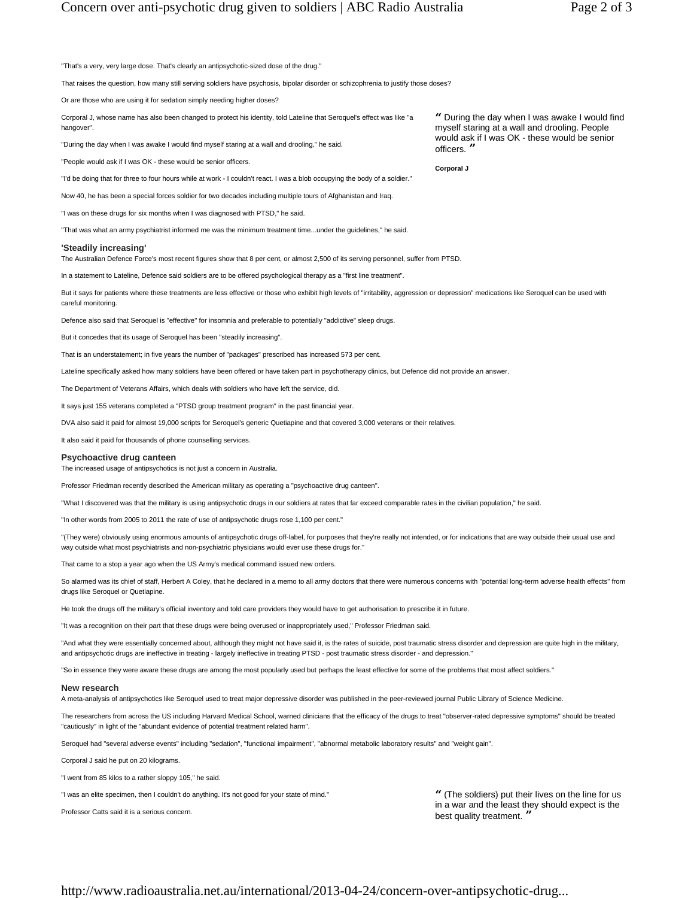"That's a very, very large dose. That's clearly an antipsychotic-sized dose of the drug."

That raises the question, how many still serving soldiers have psychosis, bipolar disorder or schizophrenia to justify those doses?

Or are those who are using it for sedation simply needing higher doses?

Corporal J, whose name has also been changed to protect his identity, told Lateline that Seroquel's effect was like "a hangover".

"During the day when I was awake I would find myself staring at a wall and drooling," he said.

"People would ask if I was OK - these would be senior officers.

"I'd be doing that for three to four hours while at work - I couldn't react. I was a blob occupying the body of a soldier."

> " During the day when I was awake I would find myself staring at a wall and drooling. People would ask if I was OK - these would be senior officers. "
>
> **Corporal J**

Now 40, he has been a special forces soldier for two decades including multiple tours of Afghanistan and Iraq.

"I was on these drugs for six months when I was diagnosed with PTSD," he said.

"That was what an army psychiatrist informed me was the minimum treatment time...under the guidelines," he said.

### 'Steadily increasing'

The Australian Defence Force's most recent figures show that 8 per cent, or almost 2,500 of its serving personnel, suffer from PTSD.

In a statement to Lateline, Defence said soldiers are to be offered psychological therapy as a "first line treatment".

But it says for patients where these treatments are less effective or those who exhibit high levels of "irritability, aggression or depression" medications like Seroquel can be used with careful monitoring.

Defence also said that Seroquel is "effective" for insomnia and preferable to potentially "addictive" sleep drugs.

But it concedes that its usage of Seroquel has been "steadily increasing".

That is an understatement; in five years the number of "packages" prescribed has increased 573 per cent.

Lateline specifically asked how many soldiers have been offered or have taken part in psychotherapy clinics, but Defence did not provide an answer.

The Department of Veterans Affairs, which deals with soldiers who have left the service, did.

It says just 155 veterans completed a "PTSD group treatment program" in the past financial year.

DVA also said it paid for almost 19,000 scripts for Seroquel's generic Quetiapine and that covered 3,000 veterans or their relatives.

It also said it paid for thousands of phone counselling services.

### Psychoactive drug canteen

The increased usage of antipsychotics is not just a concern in Australia.

Professor Friedman recently described the American military as operating a "psychoactive drug canteen".

"What I discovered was that the military is using antipsychotic drugs in our soldiers at rates that far exceed comparable rates in the civilian population," he said.

"In other words from 2005 to 2011 the rate of use of antipsychotic drugs rose 1,100 per cent."

"(They were) obviously using enormous amounts of antipsychotic drugs off-label, for purposes that they're really not intended, or for indications that are way outside their usual use and way outside what most psychiatrists and non-psychiatric physicians would ever use these drugs for."

That came to a stop a year ago when the US Army's medical command issued new orders.

So alarmed was its chief of staff, Herbert A Coley, that he declared in a memo to all army doctors that there were numerous concerns with "potential long-term adverse health effects" from drugs like Seroquel or Quetiapine.

He took the drugs off the military's official inventory and told care providers they would have to get authorisation to prescribe it in future.

"It was a recognition on their part that these drugs were being overused or inappropriately used," Professor Friedman said.

"And what they were essentially concerned about, although they might not have said it, is the rates of suicide, post traumatic stress disorder and depression are quite high in the military, and antipsychotic drugs are ineffective in treating - largely ineffective in treating PTSD - post traumatic stress disorder - and depression."

"So in essence they were aware these drugs are among the most popularly used but perhaps the least effective for some of the problems that most affect soldiers."

### New research

A meta-analysis of antipsychotics like Seroquel used to treat major depressive disorder was published in the peer-reviewed journal Public Library of Science Medicine.

The researchers from across the US including Harvard Medical School, warned clinicians that the efficacy of the drugs to treat "observer-rated depressive symptoms" should be treated "cautiously" in light of the "abundant evidence of potential treatment related harm".

Seroquel had "several adverse events" including "sedation", "functional impairment", "abnormal metabolic laboratory results" and "weight gain".

Corporal J said he put on 20 kilograms.

"I went from 85 kilos to a rather sloppy 105," he said.

"I was an elite specimen, then I couldn't do anything. It's not good for your state of mind."

Professor Catts said it is a serious concern.

> " (The soldiers) put their lives on the line for us in a war and the least they should expect is the best quality treatment. "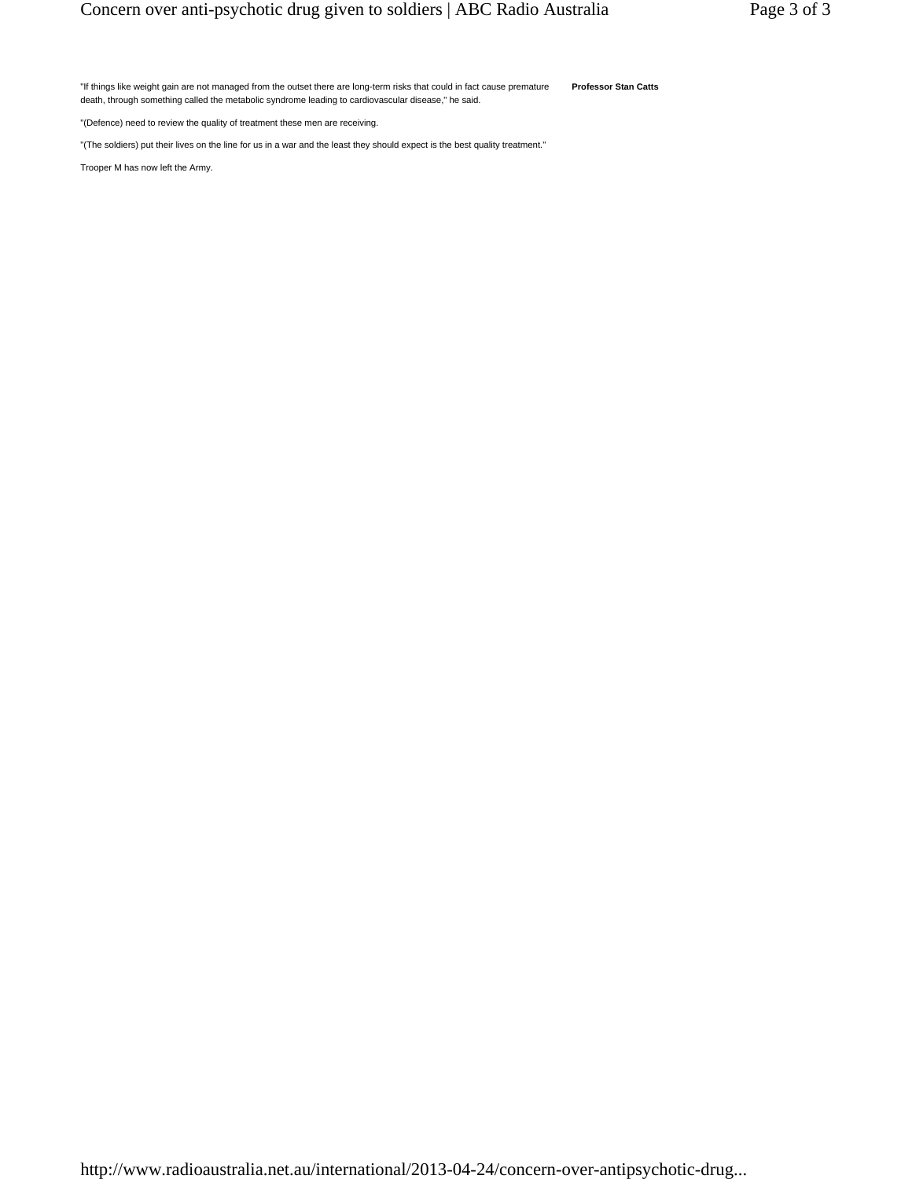"If things like weight gain are not managed from the outset there are long-term risks that could in fact cause premature death, through something called the metabolic syndrome leading to cardiovascular disease," he said.

**Professor Stan Catts**

"(Defence) need to review the quality of treatment these men are receiving.

"(The soldiers) put their lives on the line for us in a war and the least they should expect is the best quality treatment."

Trooper M has now left the Army.